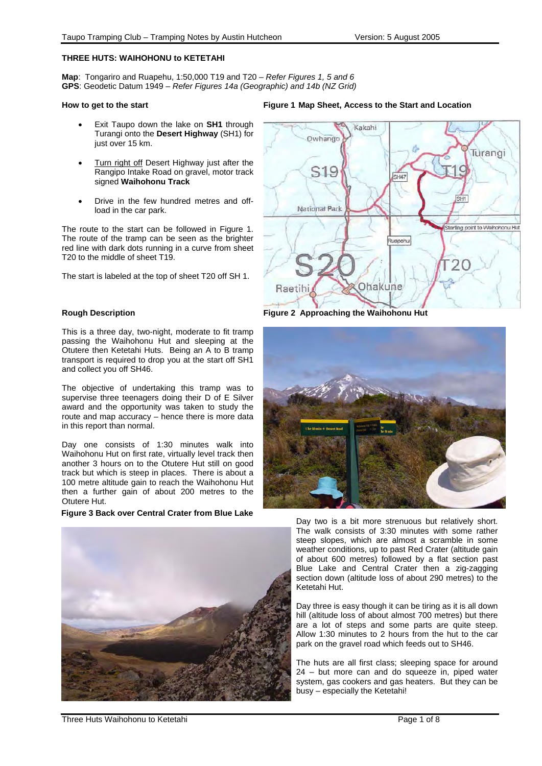# THREE HUTS: WAIHOHONU to KETETAHI

**Map**: Tongariro and Ruapehu, 1:50,000 T19 and T20 – *Refer Figures 1, 5 and 6*
**GPS**: Geodetic Datum 1949 – *Refer Figures 14a (Geographic) and 14b (NZ Grid)*

## How to get to the start

- Exit Taupo down the lake on **SH1** through Turangi onto the **Desert Highway** (SH1) for just over 15 km.
- Turn right off Desert Highway just after the Rangipo Intake Road on gravel, motor track signed **Waihohonu Track**
- Drive in the few hundred metres and off-load in the car park.

The route to the start can be followed in Figure 1. The route of the tramp can be seen as the brighter red line with dark dots running in a curve from sheet T20 to the middle of sheet T19.

The start is labeled at the top of sheet T20 off SH 1.

**Figure 1 Map Sheet, Access to the Start and Location**

## Rough Description

This is a three day, two-night, moderate to fit tramp passing the Waihohonu Hut and sleeping at the Oturere then Ketetahi Huts. Being an A to B tramp transport is required to drop you at the start off SH1 and collect you off SH46.

The objective of undertaking this tramp was to supervise three teenagers doing their D of E Silver award and the opportunity was taken to study the route and map accuracy – hence there is more data in this report than normal.

Day one consists of 1:30 minutes walk into Waihohonu Hut on first rate, virtually level track then another 3 hours on to the Oturere Hut still on good track but which is steep in places. There is about a 100 metre altitude gain to reach the Waihohonu Hut then a further gain of about 200 metres to the Oturere Hut.

**Figure 2 Approaching the Waihohonu Hut**

**Figure 3 Back over Central Crater from Blue Lake**

Day two is a bit more strenuous but relatively short. The walk consists of 3:30 minutes with some rather steep slopes, which are almost a scramble in some weather conditions, up to past Red Crater (altitude gain of about 600 metres) followed by a flat section past Blue Lake and Central Crater then a zig-zagging section down (altitude loss of about 290 metres) to the Ketetahi Hut.

Day three is easy though it can be tiring as it is all down hill (altitude loss of about almost 700 metres) but there are a lot of steps and some parts are quite steep. Allow 1:30 minutes to 2 hours from the hut to the car park on the gravel road which feeds out to SH46.

The huts are all first class; sleeping space for around 24 – but more can and do squeeze in, piped water system, gas cookers and gas heaters. But they can be busy – especially the Ketetahi!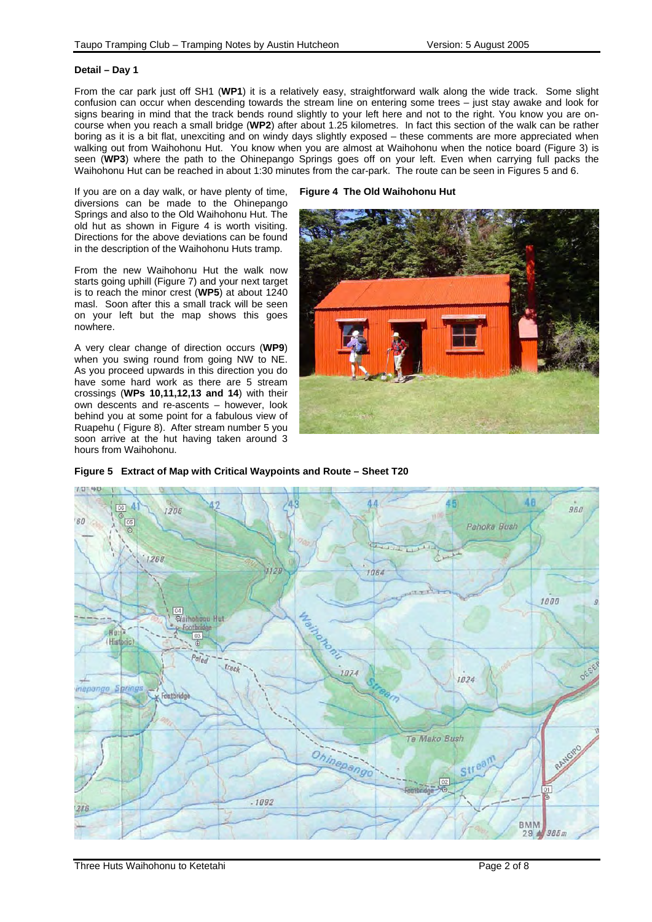**Detail – Day 1**

From the car park just off SH1 (**WP1**) it is a relatively easy, straightforward walk along the wide track. Some slight confusion can occur when descending towards the stream line on entering some trees – just stay awake and look for signs bearing in mind that the track bends round slightly to your left here and not to the right. You know you are on-course when you reach a small bridge (**WP2**) after about 1.25 kilometres. In fact this section of the walk can be rather boring as it is a bit flat, unexciting and on windy days slightly exposed – these comments are more appreciated when walking out from Waihohonu Hut. You know when you are almost at Waihohonu when the notice board (Figure 3) is seen (**WP3**) where the path to the Ohinepango Springs goes off on your left. Even when carrying full packs the Waihohonu Hut can be reached in about 1:30 minutes from the car-park. The route can be seen in Figures 5 and 6.

If you are on a day walk, or have plenty of time, diversions can be made to the Ohinepango Springs and also to the Old Waihohonu Hut. The old hut as shown in Figure 4 is worth visiting. Directions for the above deviations can be found in the description of the Waihohonu Huts tramp.

From the new Waihohonu Hut the walk now starts going uphill (Figure 7) and your next target is to reach the minor crest (**WP5**) at about 1240 masl. Soon after this a small track will be seen on your left but the map shows this goes nowhere.

A very clear change of direction occurs (**WP9**) when you swing round from going NW to NE. As you proceed upwards in this direction you do have some hard work as there are 5 stream crossings (**WPs 10,11,12,13 and 14**) with their own descents and re-ascents – however, look behind you at some point for a fabulous view of Ruapehu ( Figure 8). After stream number 5 you soon arrive at the hut having taken around 3 hours from Waihohonu.

**Figure 4 The Old Waihohonu Hut**

**Figure 5 Extract of Map with Critical Waypoints and Route – Sheet T20**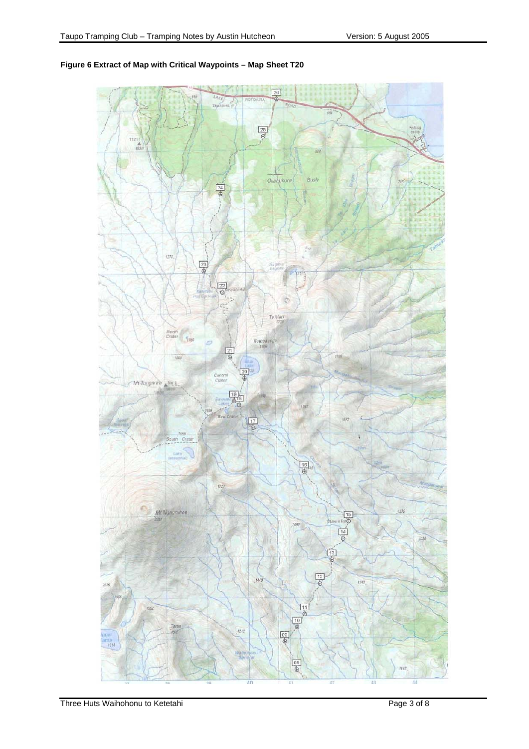**Figure 6 Extract of Map with Critical Waypoints – Map Sheet T20**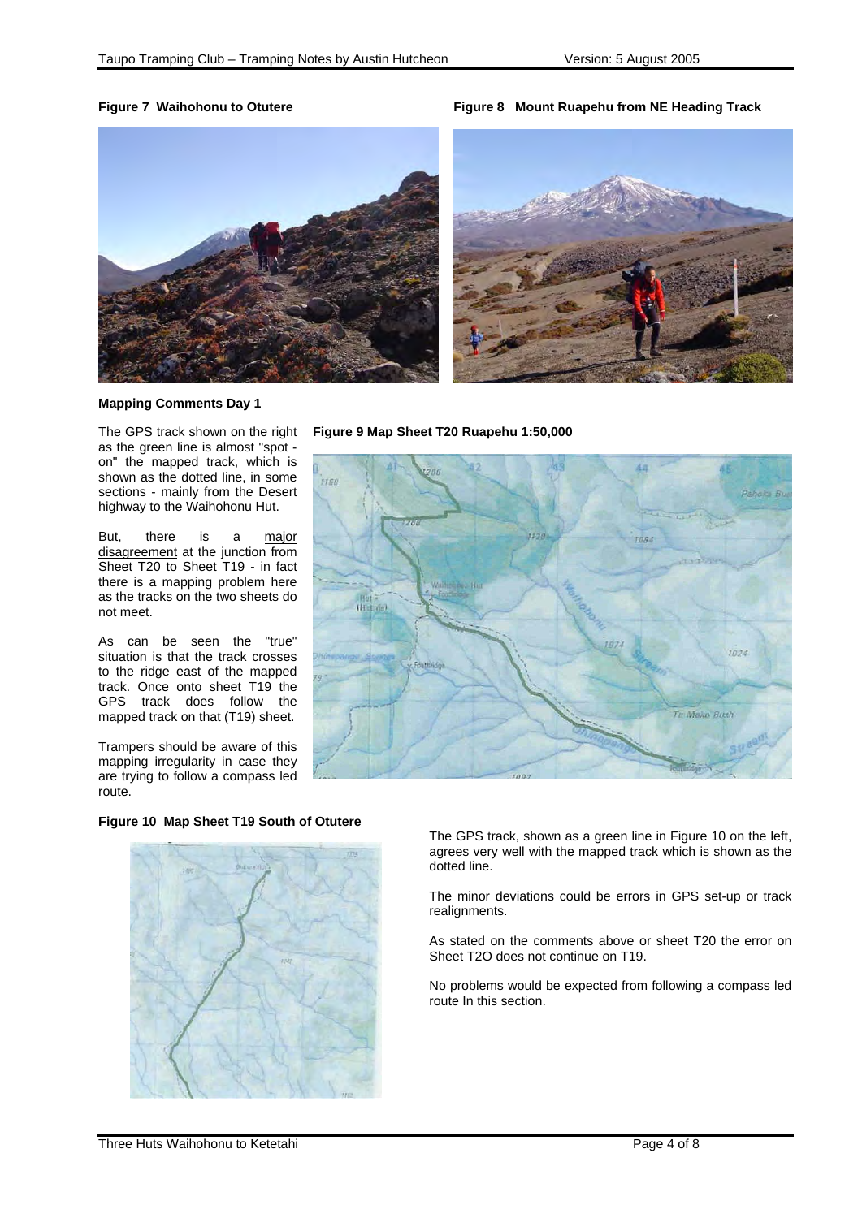**Figure 7 Waihohonu to Otutere**

**Figure 8 Mount Ruapehu from NE Heading Track**

**Mapping Comments Day 1**

The GPS track shown on the right as the green line is almost "spot - on" the mapped track, which is shown as the dotted line, in some sections - mainly from the Desert highway to the Waihohonu Hut.

But, there is a major disagreement at the junction from Sheet T20 to Sheet T19 - in fact there is a mapping problem here as the tracks on the two sheets do not meet.

As can be seen the "true" situation is that the track crosses to the ridge east of the mapped track. Once onto sheet T19 the GPS track does follow the mapped track on that (T19) sheet.

Trampers should be aware of this mapping irregularity in case they are trying to follow a compass led route.

**Figure 9 Map Sheet T20 Ruapehu 1:50,000**

**Figure 10 Map Sheet T19 South of Otutere**

The GPS track, shown as a green line in Figure 10 on the left, agrees very well with the mapped track which is shown as the dotted line.

The minor deviations could be errors in GPS set-up or track realignments.

As stated on the comments above or sheet T20 the error on Sheet T2O does not continue on T19.

No problems would be expected from following a compass led route In this section.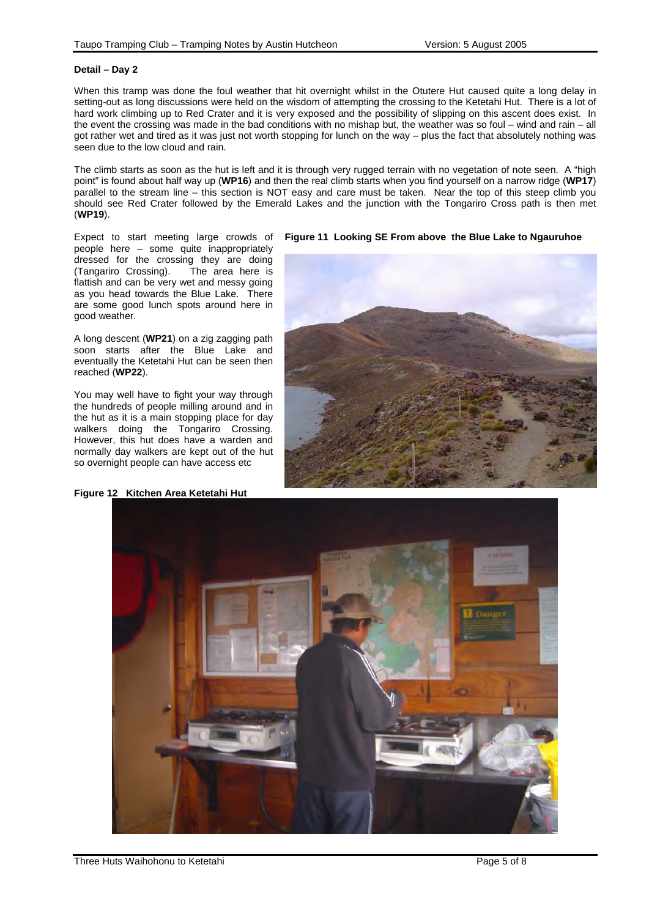**Detail – Day 2**

When this tramp was done the foul weather that hit overnight whilst in the Otutere Hut caused quite a long delay in setting-out as long discussions were held on the wisdom of attempting the crossing to the Ketetahi Hut. There is a lot of hard work climbing up to Red Crater and it is very exposed and the possibility of slipping on this ascent does exist. In the event the crossing was made in the bad conditions with no mishap but, the weather was so foul – wind and rain – all got rather wet and tired as it was just not worth stopping for lunch on the way – plus the fact that absolutely nothing was seen due to the low cloud and rain.

The climb starts as soon as the hut is left and it is through very rugged terrain with no vegetation of note seen. A "high point" is found about half way up (**WP16**) and then the real climb starts when you find yourself on a narrow ridge (**WP17**) parallel to the stream line – this section is NOT easy and care must be taken. Near the top of this steep climb you should see Red Crater followed by the Emerald Lakes and the junction with the Tongariro Cross path is then met (**WP19**).

Expect to start meeting large crowds of people here – some quite inappropriately dressed for the crossing they are doing (Tangariro Crossing). The area here is flattish and can be very wet and messy going as you head towards the Blue Lake. There are some good lunch spots around here in good weather.

A long descent (**WP21**) on a zig zagging path soon starts after the Blue Lake and eventually the Ketetahi Hut can be seen then reached (**WP22**).

You may well have to fight your way through the hundreds of people milling around and in the hut as it is a main stopping place for day walkers doing the Tongariro Crossing. However, this hut does have a warden and normally day walkers are kept out of the hut so overnight people can have access etc

**Figure 11 Looking SE From above the Blue Lake to Ngauruhoe**

**Figure 12 Kitchen Area Ketetahi Hut**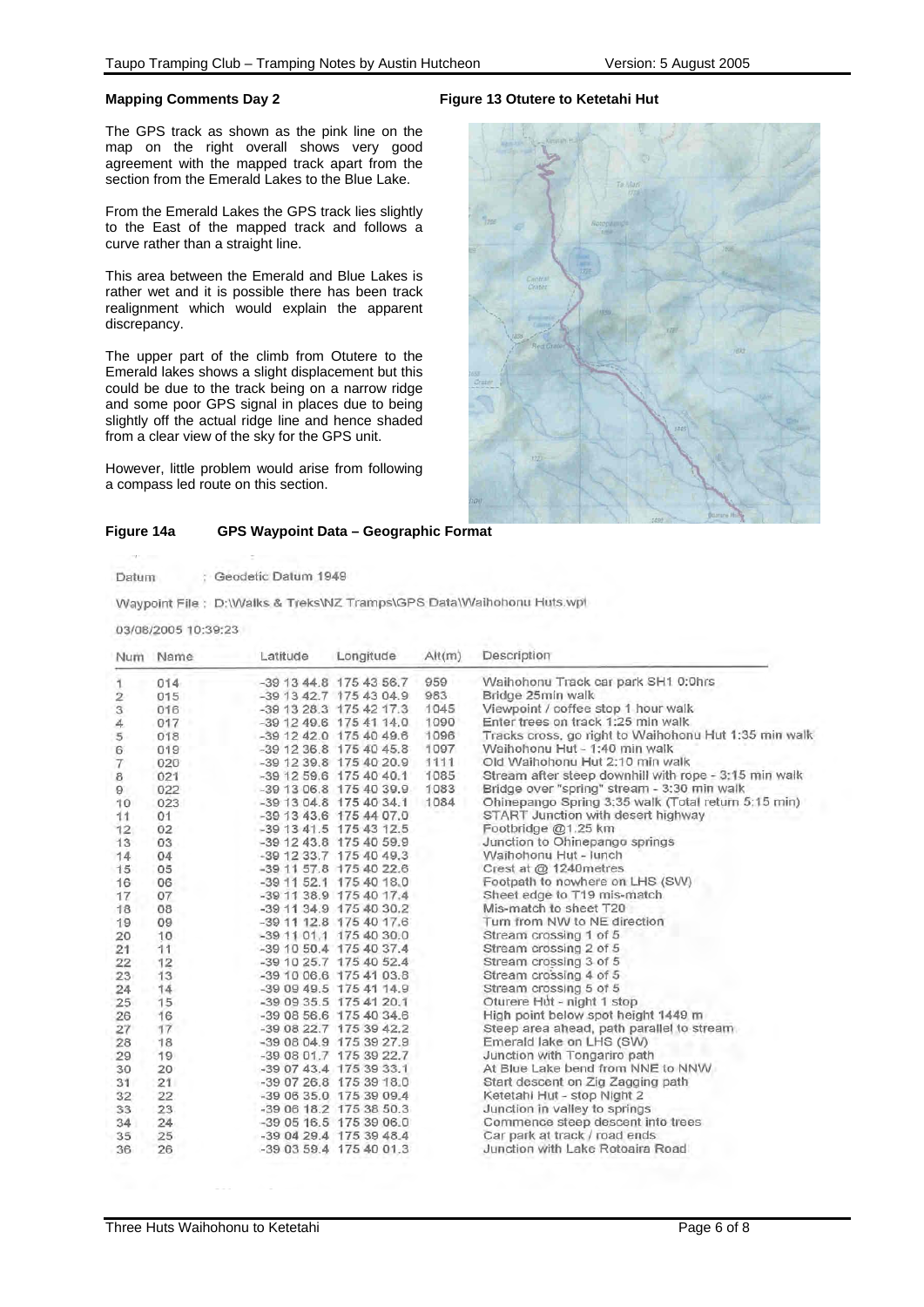## Mapping Comments Day 2

The GPS track as shown as the pink line on the map on the right overall shows very good agreement with the mapped track apart from the section from the Emerald Lakes to the Blue Lake.

From the Emerald Lakes the GPS track lies slightly to the East of the mapped track and follows a curve rather than a straight line.

This area between the Emerald and Blue Lakes is rather wet and it is possible there has been track realignment which would explain the apparent discrepancy.

The upper part of the climb from Otutere to the Emerald lakes shows a slight displacement but this could be due to the track being on a narrow ridge and some poor GPS signal in places due to being slightly off the actual ridge line and hence shaded from a clear view of the sky for the GPS unit.

However, little problem would arise from following a compass led route on this section.

**Figure 13 Otutere to Ketetahi Hut**

**Figure 14a GPS Waypoint Data – Geographic Format**

Datum : Geodetic Datum 1949

Waypoint File : D:\Walks & Treks\NZ Tramps\GPS Data\Waihohonu Huts.wpt

03/08/2005 10:39:23

| Num | Name | Latitude | Longitude | Alt(m) | Description |
|---|---|---|---|---|---|
| 1 | 014 | -39 13 44.8 | 175 43 56.7 | 959 | Waihohonu Track car park SH1 0:0hrs |
| 2 | 015 | -39 13 42.7 | 175 43 04.9 | 983 | Bridge 25min walk |
| 3 | 016 | -39 13 28.3 | 175 42 17.3 | 1045 | Viewpoint / coffee stop 1 hour walk |
| 4 | 017 | -39 12 49.6 | 175 41 14.0 | 1090 | Enter trees on track 1:25 min walk |
| 5 | 018 | -39 12 42.0 | 175 40 49.6 | 1096 | Tracks cross, go right to Waihohonu Hut 1:35 min walk |
| 6 | 019 | -39 12 36.8 | 175 40 45.8 | 1097 | Waihohonu Hut - 1:40 min walk |
| 7 | 020 | -39 12 39.8 | 175 40 20.9 | 1111 | Old Waihohonu Hut 2:10 min walk |
| 8 | 021 | -39 12 59.6 | 175 40 40.1 | 1085 | Stream after steep downhill with rope - 3:15 min walk |
| 9 | 022 | -39 13 06.8 | 175 40 39.9 | 1083 | Bridge over "spring" stream - 3:30 min walk |
| 10 | 023 | -39 13 04.8 | 175 40 34.1 | 1084 | Ohinepango Spring 3:35 walk (Total return 5:15 min) |
| 11 | 01 | -39 13 43.6 | 175 44 07.0 | | START Junction with desert highway |
| 12 | 02 | -39 13 41.5 | 175 43 12.5 | | Footbridge @1.25 km |
| 13 | 03 | -39 12 43.8 | 175 40 59.9 | | Junction to Ohinepango springs |
| 14 | 04 | -39 12 33.7 | 175 40 49.3 | | Waihohonu Hut - lunch |
| 15 | 05 | -39 11 57.8 | 175 40 22.6 | | Crest at @ 1240metres |
| 16 | 06 | -39 11 52.1 | 175 40 18.0 | | Footpath to nowhere on LHS (SW) |
| 17 | 07 | -39 11 38.9 | 175 40 17.4 | | Sheet edge to T19 mis-match |
| 18 | 08 | -39 11 34.9 | 175 40 30.2 | | Mis-match to sheet T20 |
| 19 | 09 | -39 11 12.8 | 175 40 17.6 | | Turn from NW to NE direction |
| 20 | 10 | -39 11 01.1 | 175 40 30.0 | | Stream crossing 1 of 5 |
| 21 | 11 | -39 10 50.4 | 175 40 37.4 | | Stream crossing 2 of 5 |
| 22 | 12 | -39 10 25.7 | 175 40 52.4 | | Stream crossing 3 of 5 |
| 23 | 13 | -39 10 06.6 | 175 41 03.8 | | Stream crossing 4 of 5 |
| 24 | 14 | -39 09 49.5 | 175 41 14.9 | | Stream crossing 5 of 5 |
| 25 | 15 | -39 09 35.5 | 175 41 20.1 | | Oturere Hut - night 1 stop |
| 26 | 16 | -39 08 56.6 | 175 40 34.6 | | High point below spot height 1449 m |
| 27 | 17 | -39 08 22.7 | 175 39 42.2 | | Steep area ahead, path parallel to stream |
| 28 | 18 | -39 08 04.9 | 175 39 27.9 | | Emerald lake on LHS (SW) |
| 29 | 19 | -39 08 01.7 | 175 39 22.7 | | Junction with Tongariro path |
| 30 | 20 | -39 07 43.4 | 175 39 33.1 | | At Blue Lake bend from NNE to NNW |
| 31 | 21 | -39 07 26.8 | 175 39 18.0 | | Start descent on Zig Zagging path |
| 32 | 22 | -39 06 35.0 | 175 39 09.4 | | Ketetahi Hut - stop Night 2 |
| 33 | 23 | -39 06 18.2 | 175 38 50.3 | | Junction in valley to springs |
| 34 | 24 | -39 05 16.5 | 175 39 06.0 | | Commence steep descent into trees |
| 35 | 25 | -39 04 29.4 | 175 39 48.4 | | Car park at track / road ends |
| 36 | 26 | -39 03 59.4 | 175 40 01.3 | | Junction with Lake Rotoaira Road |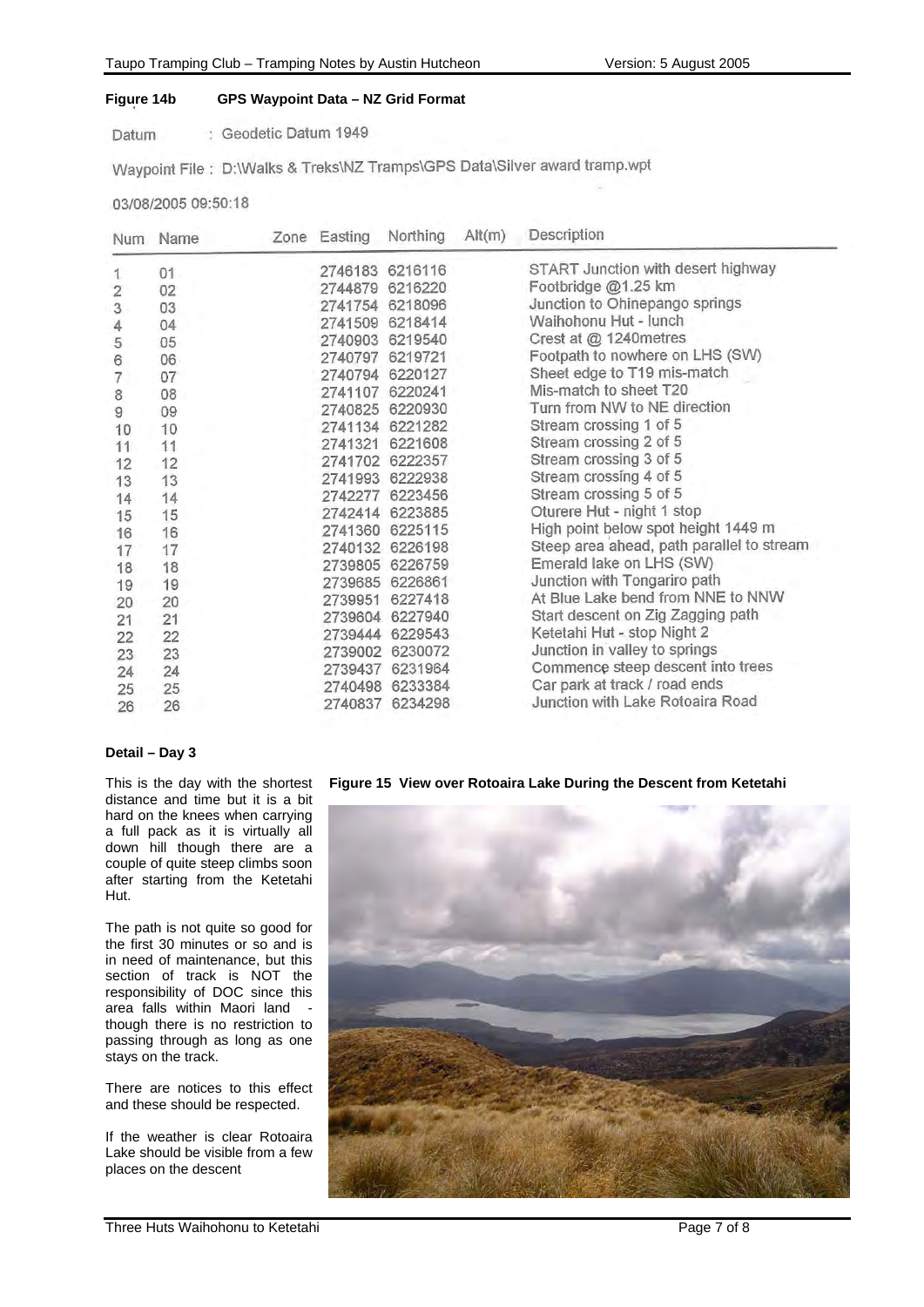**Figure 14b GPS Waypoint Data – NZ Grid Format**

Datum : Geodetic Datum 1949

Waypoint File : D:\Walks & Treks\NZ Tramps\GPS Data\Silver award tramp.wpt

03/08/2005 09:50:18

| Num | Name | Zone | Easting | Northing | Alt(m) | Description |
|---|---|---|---|---|---|---|
| 1 | 01 | | 2746183 | 6216116 | | START Junction with desert highway |
| 2 | 02 | | 2744879 | 6216220 | | Footbridge @1.25 km |
| 3 | 03 | | 2741754 | 6218096 | | Junction to Ohinepango springs |
| 4 | 04 | | 2741509 | 6218414 | | Waihohonu Hut - lunch |
| 5 | 05 | | 2740903 | 6219540 | | Crest at @ 1240metres |
| 6 | 06 | | 2740797 | 6219721 | | Footpath to nowhere on LHS (SW) |
| 7 | 07 | | 2740794 | 6220127 | | Sheet edge to T19 mis-match |
| 8 | 08 | | 2741107 | 6220241 | | Mis-match to sheet T20 |
| 9 | 09 | | 2740825 | 6220930 | | Turn from NW to NE direction |
| 10 | 10 | | 2741134 | 6221282 | | Stream crossing 1 of 5 |
| 11 | 11 | | 2741321 | 6221608 | | Stream crossing 2 of 5 |
| 12 | 12 | | 2741702 | 6222357 | | Stream crossing 3 of 5 |
| 13 | 13 | | 2741993 | 6222938 | | Stream crossing 4 of 5 |
| 14 | 14 | | 2742277 | 6223456 | | Stream crossing 5 of 5 |
| 15 | 15 | | 2742414 | 6223885 | | Oturere Hut - night 1 stop |
| 16 | 16 | | 2741360 | 6225115 | | High point below spot height 1449 m |
| 17 | 17 | | 2740132 | 6226198 | | Steep area ahead, path parallel to stream |
| 18 | 18 | | 2739805 | 6226759 | | Emerald lake on LHS (SW) |
| 19 | 19 | | 2739685 | 6226861 | | Junction with Tongariro path |
| 20 | 20 | | 2739951 | 6227418 | | At Blue Lake bend from NNE to NNW |
| 21 | 21 | | 2739604 | 6227940 | | Start descent on Zig Zagging path |
| 22 | 22 | | 2739444 | 6229543 | | Ketetahi Hut - stop Night 2 |
| 23 | 23 | | 2739002 | 6230072 | | Junction in valley to springs |
| 24 | 24 | | 2739437 | 6231964 | | Commence steep descent into trees |
| 25 | 25 | | 2740498 | 6233384 | | Car park at track / road ends |
| 26 | 26 | | 2740837 | 6234298 | | Junction with Lake Rotoaira Road |

**Detail – Day 3**

This is the day with the shortest distance and time but it is a bit hard on the knees when carrying a full pack as it is virtually all down hill though there are a couple of quite steep climbs soon after starting from the Ketetahi Hut.

The path is not quite so good for the first 30 minutes or so and is in need of maintenance, but this section of track is NOT the responsibility of DOC since this area falls within Maori land - though there is no restriction to passing through as long as one stays on the track.

There are notices to this effect and these should be respected.

If the weather is clear Rotoaira Lake should be visible from a few places on the descent

**Figure 15 View over Rotoaira Lake During the Descent from Ketetahi**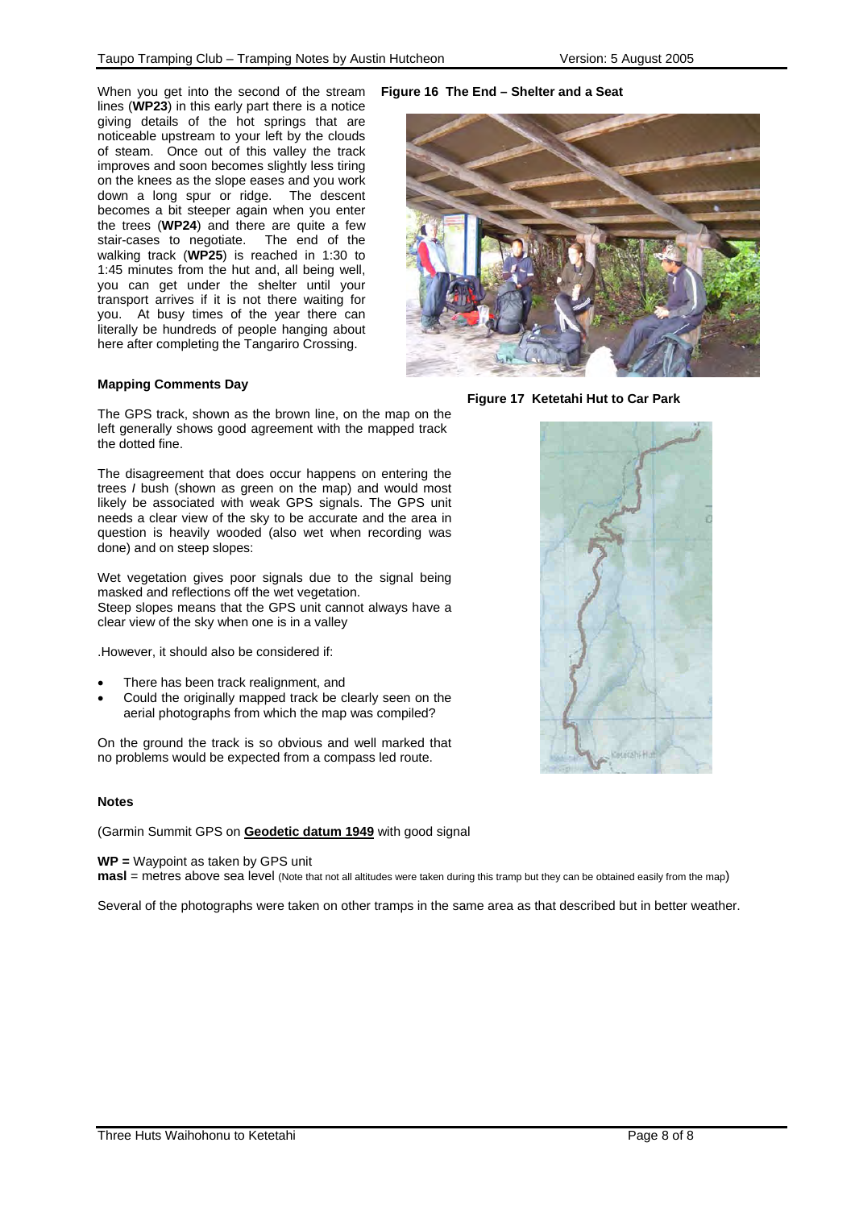When you get into the second of the stream lines (**WP23**) in this early part there is a notice giving details of the hot springs that are noticeable upstream to your left by the clouds of steam. Once out of this valley the track improves and soon becomes slightly less tiring on the knees as the slope eases and you work down a long spur or ridge. The descent becomes a bit steeper again when you enter the trees (**WP24**) and there are quite a few stair-cases to negotiate. The end of the walking track (**WP25**) is reached in 1:30 to 1:45 minutes from the hut and, all being well, you can get under the shelter until your transport arrives if it is not there waiting for you. At busy times of the year there can literally be hundreds of people hanging about here after completing the Tangariro Crossing.

**Figure 16 The End – Shelter and a Seat**

**Mapping Comments Day**

The GPS track, shown as the brown line, on the map on the left generally shows good agreement with the mapped track the dotted fine.

The disagreement that does occur happens on entering the trees / bush (shown as green on the map) and would most likely be associated with weak GPS signals. The GPS unit needs a clear view of the sky to be accurate and the area in question is heavily wooded (also wet when recording was done) and on steep slopes:

Wet vegetation gives poor signals due to the signal being masked and reflections off the wet vegetation.
Steep slopes means that the GPS unit cannot always have a clear view of the sky when one is in a valley

.However, it should also be considered if:

- There has been track realignment, and
- Could the originally mapped track be clearly seen on the aerial photographs from which the map was compiled?

On the ground the track is so obvious and well marked that no problems would be expected from a compass led route.

**Figure 17 Ketetahi Hut to Car Park**

**Notes**

(Garmin Summit GPS on **Geodetic datum 1949** with good signal

**WP =** Waypoint as taken by GPS unit
**masl** = metres above sea level (Note that not all altitudes were taken during this tramp but they can be obtained easily from the map)

Several of the photographs were taken on other tramps in the same area as that described but in better weather.